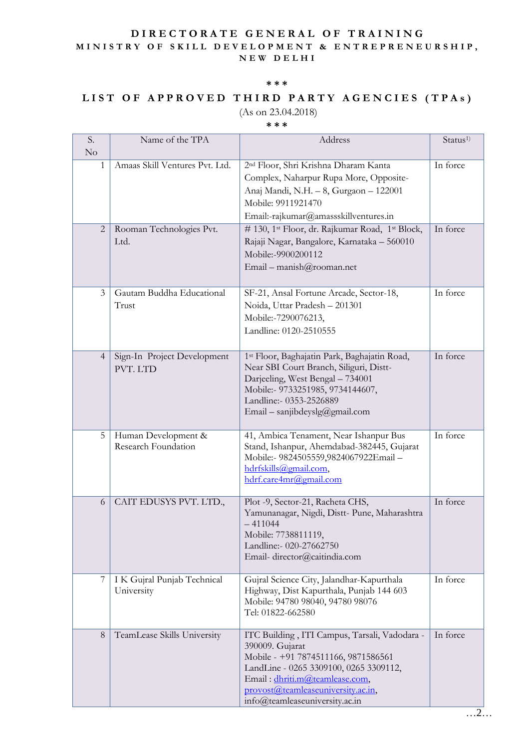# DIRECTORATE GENERAL OF TRAINING

## MINISTRY OF SKILL DEVELOPMENT & ENTREPRENEURSHIP, NEW DELHI

\* \* \*

## LIST OF APPROVED THIRD PARTY AGENCIES (TPAs)

(As on 23.04.2018)

\* \* \*

| S. No | Name of the TPA | Address | Status[1)] |
|---|---|---|---|
| 1 | Amaas Skill Ventures Pvt. Ltd. | 2nd Floor, Shri Krishna Dharam Kanta Complex, Naharpur Rupa More, Opposite-Anaj Mandi, N.H. – 8, Gurgaon – 122001<br>Mobile: 9911921470<br>Email:-rajkumar@amassskillventures.in | In force |
| 2 | Rooman Technologies Pvt. Ltd. | # 130, 1st Floor, dr. Rajkumar Road, 1st Block, Rajaji Nagar, Bangalore, Karnataka – 560010<br>Mobile:-9900200112<br>Email – manish@rooman.net | In force |
| 3 | Gautam Buddha Educational Trust | SF-21, Ansal Fortune Arcade, Sector-18, Noida, Uttar Pradesh – 201301<br>Mobile:-7290076213,<br>Landline: 0120-2510555 | In force |
| 4 | Sign-In Project Development PVT. LTD | 1st Floor, Baghajatin Park, Baghajatin Road, Near SBI Court Branch, Siliguri, Distt- Darjeeling, West Bengal – 734001<br>Mobile:- 9733251985, 9734144607,<br>Landline:- 0353-2526889<br>Email – sanjibdeyslg@gmail.com | In force |
| 5 | Human Development & Research Foundation | 41, Ambica Tenament, Near Ishanpur Bus Stand, Ishanpur, Ahemdabad-382445, Gujarat<br>Mobile:- 9824505559,9824067922Email – hdrfskills@gmail.com, hdrf.care4mr@gmail.com | In force |
| 6 | CAIT EDUSYS PVT. LTD., | Plot -9, Sector-21, Racheta CHS, Yamunanagar, Nigdi, Distt- Pune, Maharashtra – 411044<br>Mobile: 7738811119,<br>Landline:- 020-27662750<br>Email- director@caitindia.com | In force |
| 7 | I K Gujral Punjab Technical University | Gujral Science City, Jalandhar-Kapurthala Highway, Dist Kapurthala, Punjab 144 603<br>Mobile: 94780 98040, 94780 98076<br>Tel: 01822-662580 | In force |
| 8 | TeamLease Skills University | ITC Building , ITI Campus, Tarsali, Vadodara - 390009. Gujarat<br>Mobile - +91 7874511166, 9871586561<br>LandLine - 0265 3309100, 0265 3309112,<br>Email : dhriti.m@teamlease.com, provost@teamleaseuniversity.ac.in, info@teamleaseuniversity.ac.in | In force |

…2…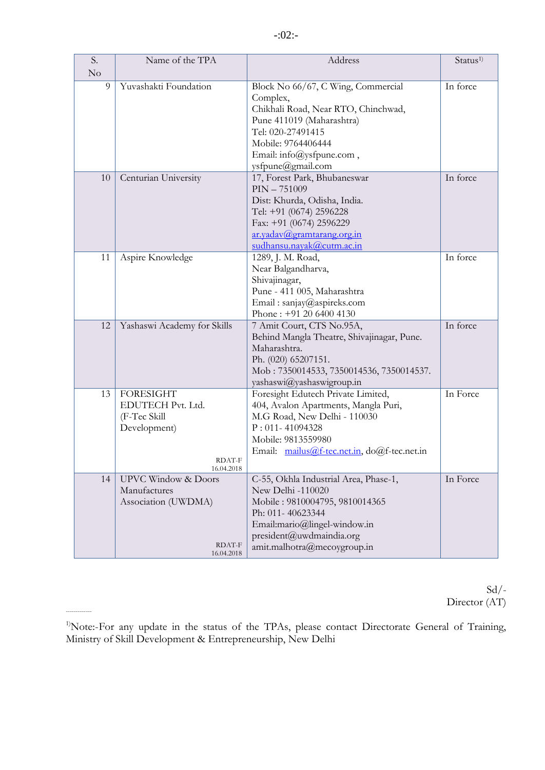-:02:-

| S. No | Name of the TPA | Address | Status[1] |
|---|---|---|---|
| 9 | Yuvashakti Foundation | Block No 66/67, C Wing, Commercial Complex,<br>Chikhali Road, Near RTO, Chinchwad, Pune 411019 (Maharashtra)<br>Tel: 020-27491415<br>Mobile: 9764406444<br>Email: info@ysfpune.com , ysfpune@gmail.com | In force |
| 10 | Centurian University | 17, Forest Park, Bhubaneswar<br>PIN – 751009<br>Dist: Khurda, Odisha, India.<br>Tel: +91 (0674) 2596228<br>Fax: +91 (0674) 2596229<br>ar.yadav@gramtarang.org.in<br>sudhansu.nayak@cutm.ac.in | In force |
| 11 | Aspire Knowledge | 1289, J. M. Road,<br>Near Balgandharva,<br>Shivajinagar,<br>Pune - 411 005, Maharashtra<br>Email : sanjay@aspireks.com<br>Phone : +91 20 6400 4130 | In force |
| 12 | Yashaswi Academy for Skills | 7 Amit Court, CTS No.95A,<br>Behind Mangla Theatre, Shivajinagar, Pune. Maharashtra.<br>Ph. (020) 65207151.<br>Mob : 7350014533, 7350014536, 7350014537.<br>yashaswi@yashaswigroup.in | In force |
| 13 | FORESIGHT EDUTECH Pvt. Ltd. (F-Tec Skill Development)<br>RDAT-F 16.04.2018 | Foresight Edutech Private Limited,<br>404, Avalon Apartments, Mangla Puri,<br>M.G Road, New Delhi - 110030<br>P : 011- 41094328<br>Mobile: 9813559980<br>Email: mailus@f-tec.net.in, do@f-tec.net.in | In Force |
| 14 | UPVC Window & Doors Manufactures Association (UWDMA)<br>RDAT-F 16.04.2018 | C-55, Okhla Industrial Area, Phase-1,<br>New Delhi -110020<br>Mobile : 9810004795, 9810014365<br>Ph: 011- 40623344<br>Email:mario@lingel-window.in<br>president@uwdmaindia.org<br>amit.malhotra@mecoygroup.in | In Force |

Sd/-
Director (AT)

------------

[1]Note:-For any update in the status of the TPAs, please contact Directorate General of Training, Ministry of Skill Development & Entrepreneurship, New Delhi